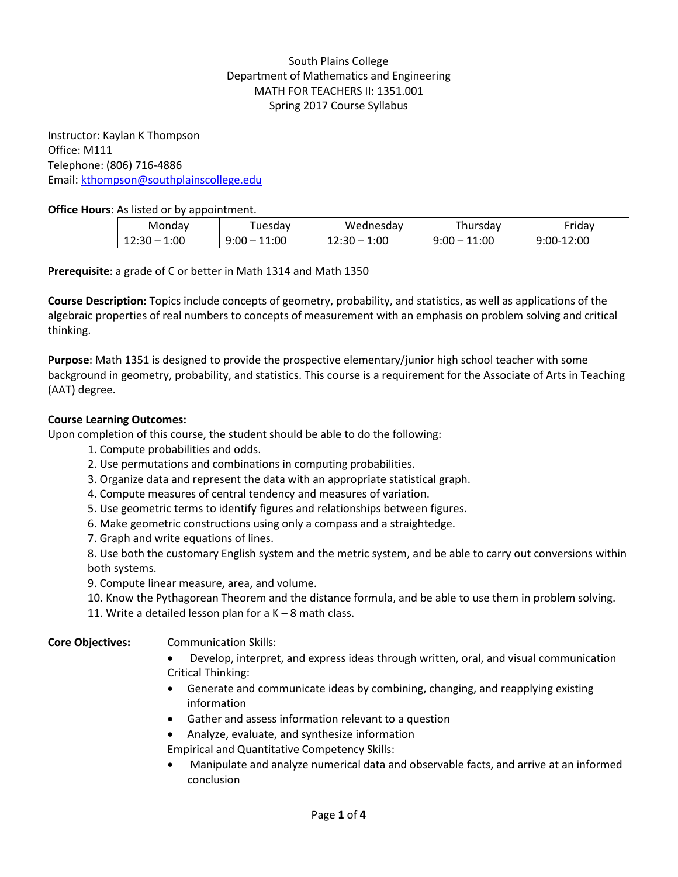# South Plains College
## Department of Mathematics and Engineering
## MATH FOR TEACHERS II: 1351.001
## Spring 2017 Course Syllabus

Instructor: Kaylan K Thompson
Office: M111
Telephone: (806) 716-4886
Email: kthompson@southplainscollege.edu

**Office Hours**: As listed or by appointment.

| Monday | Tuesday | Wednesday | Thursday | Friday |
|---|---|---|---|---|
| 12:30 – 1:00 | 9:00 – 11:00 | 12:30 – 1:00 | 9:00 – 11:00 | 9:00-12:00 |

**Prerequisite**: a grade of C or better in Math 1314 and Math 1350

**Course Description**: Topics include concepts of geometry, probability, and statistics, as well as applications of the algebraic properties of real numbers to concepts of measurement with an emphasis on problem solving and critical thinking.

**Purpose**: Math 1351 is designed to provide the prospective elementary/junior high school teacher with some background in geometry, probability, and statistics. This course is a requirement for the Associate of Arts in Teaching (AAT) degree.

**Course Learning Outcomes:**
Upon completion of this course, the student should be able to do the following:

1. Compute probabilities and odds.
2. Use permutations and combinations in computing probabilities.
3. Organize data and represent the data with an appropriate statistical graph.
4. Compute measures of central tendency and measures of variation.
5. Use geometric terms to identify figures and relationships between figures.
6. Make geometric constructions using only a compass and a straightedge.
7. Graph and write equations of lines.
8. Use both the customary English system and the metric system, and be able to carry out conversions within both systems.
9. Compute linear measure, area, and volume.
10. Know the Pythagorean Theorem and the distance formula, and be able to use them in problem solving.
11. Write a detailed lesson plan for a K – 8 math class.

**Core Objectives:**

Communication Skills:
- Develop, interpret, and express ideas through written, oral, and visual communication

Critical Thinking:
- Generate and communicate ideas by combining, changing, and reapplying existing information
- Gather and assess information relevant to a question
- Analyze, evaluate, and synthesize information

Empirical and Quantitative Competency Skills:
- Manipulate and analyze numerical data and observable facts, and arrive at an informed conclusion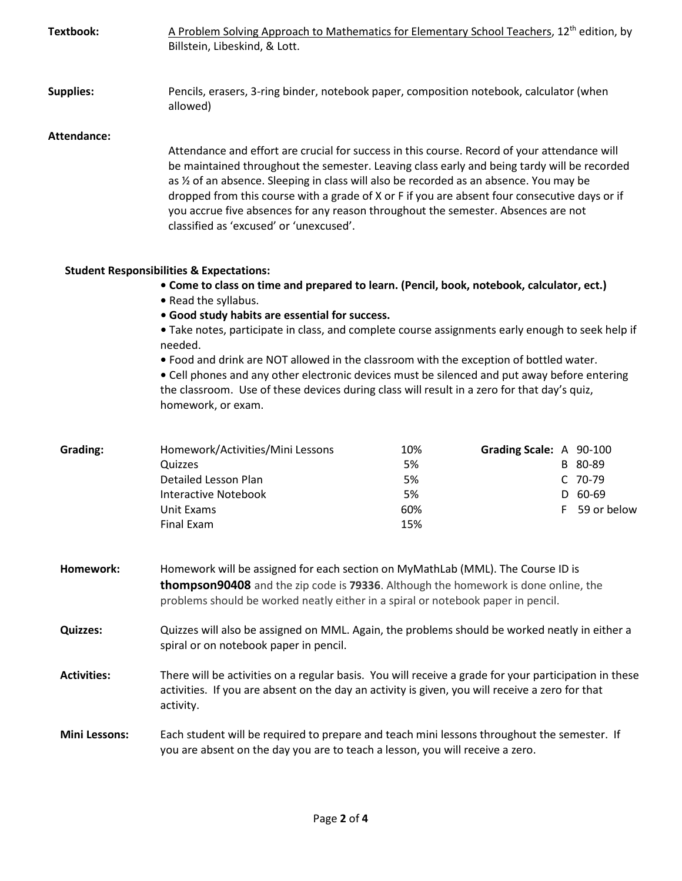**Textbook:** <u>A Problem Solving Approach to Mathematics for Elementary School Teachers</u>, 12th edition, by Billstein, Libeskind, & Lott.

**Supplies:** Pencils, erasers, 3-ring binder, notebook paper, composition notebook, calculator (when allowed)

**Attendance:**

Attendance and effort are crucial for success in this course. Record of your attendance will be maintained throughout the semester. Leaving class early and being tardy will be recorded as ½ of an absence. Sleeping in class will also be recorded as an absence. You may be dropped from this course with a grade of X or F if you are absent four consecutive days or if you accrue five absences for any reason throughout the semester. Absences are not classified as 'excused' or 'unexcused'.

**Student Responsibilities & Expectations:**

- **Come to class on time and prepared to learn. (Pencil, book, notebook, calculator, ect.)**
- Read the syllabus.
- **Good study habits are essential for success.**
- Take notes, participate in class, and complete course assignments early enough to seek help if needed.
- Food and drink are NOT allowed in the classroom with the exception of bottled water.
- Cell phones and any other electronic devices must be silenced and put away before entering the classroom. Use of these devices during class will result in a zero for that day's quiz, homework, or exam.

**Grading:**

| Category | Weight |
| --- | --- |
| Homework/Activities/Mini Lessons | 10% |
| Quizzes | 5% |
| Detailed Lesson Plan | 5% |
| Interactive Notebook | 5% |
| Unit Exams | 60% |
| Final Exam | 15% |

**Grading Scale:**

| Grade | Range |
| --- | --- |
| A | 90-100 |
| B | 80-89 |
| C | 70-79 |
| D | 60-69 |
| F | 59 or below |

**Homework:** Homework will be assigned for each section on MyMathLab (MML). The Course ID is **thompson90408** and the zip code is **79336**. Although the homework is done online, the problems should be worked neatly either in a spiral or notebook paper in pencil.

**Quizzes:** Quizzes will also be assigned on MML. Again, the problems should be worked neatly in either a spiral or on notebook paper in pencil.

**Activities:** There will be activities on a regular basis. You will receive a grade for your participation in these activities. If you are absent on the day an activity is given, you will receive a zero for that activity.

**Mini Lessons:** Each student will be required to prepare and teach mini lessons throughout the semester. If you are absent on the day you are to teach a lesson, you will receive a zero.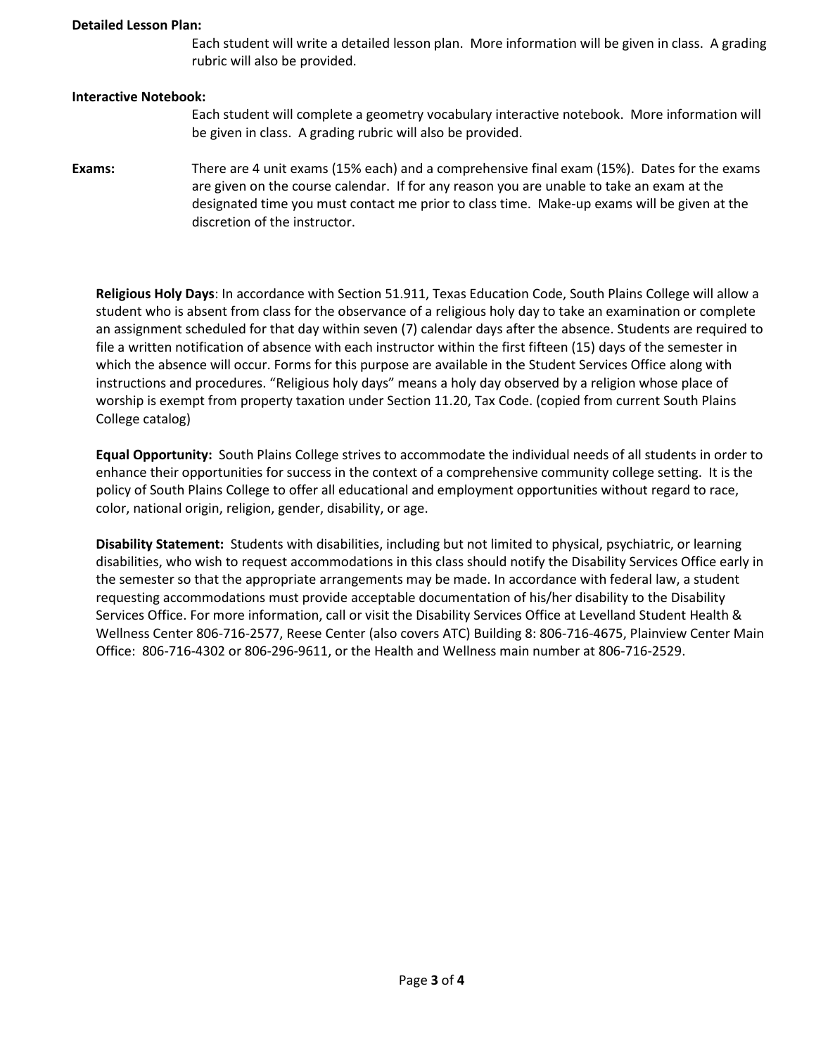**Detailed Lesson Plan:**

Each student will write a detailed lesson plan. More information will be given in class. A grading rubric will also be provided.

**Interactive Notebook:**

Each student will complete a geometry vocabulary interactive notebook. More information will be given in class. A grading rubric will also be provided.

**Exams:** There are 4 unit exams (15% each) and a comprehensive final exam (15%). Dates for the exams are given on the course calendar. If for any reason you are unable to take an exam at the designated time you must contact me prior to class time. Make-up exams will be given at the discretion of the instructor.

**Religious Holy Days**: In accordance with Section 51.911, Texas Education Code, South Plains College will allow a student who is absent from class for the observance of a religious holy day to take an examination or complete an assignment scheduled for that day within seven (7) calendar days after the absence. Students are required to file a written notification of absence with each instructor within the first fifteen (15) days of the semester in which the absence will occur. Forms for this purpose are available in the Student Services Office along with instructions and procedures. "Religious holy days" means a holy day observed by a religion whose place of worship is exempt from property taxation under Section 11.20, Tax Code. (copied from current South Plains College catalog)

**Equal Opportunity:** South Plains College strives to accommodate the individual needs of all students in order to enhance their opportunities for success in the context of a comprehensive community college setting. It is the policy of South Plains College to offer all educational and employment opportunities without regard to race, color, national origin, religion, gender, disability, or age.

**Disability Statement:** Students with disabilities, including but not limited to physical, psychiatric, or learning disabilities, who wish to request accommodations in this class should notify the Disability Services Office early in the semester so that the appropriate arrangements may be made. In accordance with federal law, a student requesting accommodations must provide acceptable documentation of his/her disability to the Disability Services Office. For more information, call or visit the Disability Services Office at Levelland Student Health & Wellness Center 806-716-2577, Reese Center (also covers ATC) Building 8: 806-716-4675, Plainview Center Main Office: 806-716-4302 or 806-296-9611, or the Health and Wellness main number at 806-716-2529.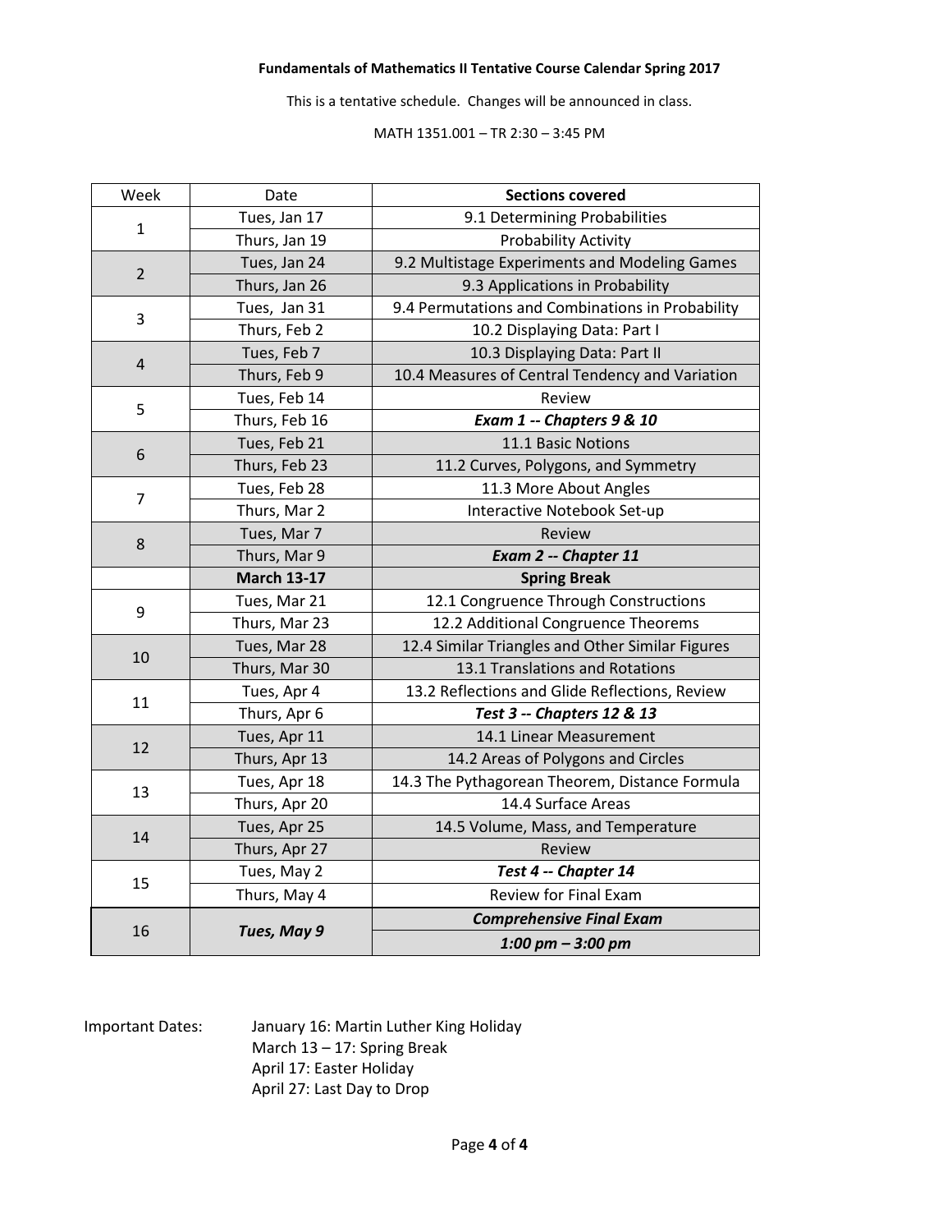**Fundamentals of Mathematics II Tentative Course Calendar Spring 2017**

This is a tentative schedule. Changes will be announced in class.

MATH 1351.001 – TR 2:30 – 3:45 PM

| Week | Date | **Sections covered** |
|---|---|---|
| 1 | Tues, Jan 17 | 9.1 Determining Probabilities |
| | Thurs, Jan 19 | Probability Activity |
| 2 | Tues, Jan 24 | 9.2 Multistage Experiments and Modeling Games |
| | Thurs, Jan 26 | 9.3 Applications in Probability |
| 3 | Tues, Jan 31 | 9.4 Permutations and Combinations in Probability |
| | Thurs, Feb 2 | 10.2 Displaying Data: Part I |
| 4 | Tues, Feb 7 | 10.3 Displaying Data: Part II |
| | Thurs, Feb 9 | 10.4 Measures of Central Tendency and Variation |
| 5 | Tues, Feb 14 | Review |
| | Thurs, Feb 16 | ***Exam 1 -- Chapters 9 & 10*** |
| 6 | Tues, Feb 21 | 11.1 Basic Notions |
| | Thurs, Feb 23 | 11.2 Curves, Polygons, and Symmetry |
| 7 | Tues, Feb 28 | 11.3 More About Angles |
| | Thurs, Mar 2 | Interactive Notebook Set-up |
| 8 | Tues, Mar 7 | Review |
| | Thurs, Mar 9 | ***Exam 2 -- Chapter 11*** |
| | **March 13-17** | **Spring Break** |
| 9 | Tues, Mar 21 | 12.1 Congruence Through Constructions |
| | Thurs, Mar 23 | 12.2 Additional Congruence Theorems |
| 10 | Tues, Mar 28 | 12.4 Similar Triangles and Other Similar Figures |
| | Thurs, Mar 30 | 13.1 Translations and Rotations |
| 11 | Tues, Apr 4 | 13.2 Reflections and Glide Reflections, Review |
| | Thurs, Apr 6 | ***Test 3 -- Chapters 12 & 13*** |
| 12 | Tues, Apr 11 | 14.1 Linear Measurement |
| | Thurs, Apr 13 | 14.2 Areas of Polygons and Circles |
| 13 | Tues, Apr 18 | 14.3 The Pythagorean Theorem, Distance Formula |
| | Thurs, Apr 20 | 14.4 Surface Areas |
| 14 | Tues, Apr 25 | 14.5 Volume, Mass, and Temperature |
| | Thurs, Apr 27 | Review |
| 15 | Tues, May 2 | ***Test 4 -- Chapter 14*** |
| | Thurs, May 4 | Review for Final Exam |
| 16 | ***Tues, May 9*** | ***Comprehensive Final Exam*** |
| | | ***1:00 pm – 3:00 pm*** |

Important Dates:
- January 16: Martin Luther King Holiday
- March 13 – 17: Spring Break
- April 17: Easter Holiday
- April 27: Last Day to Drop